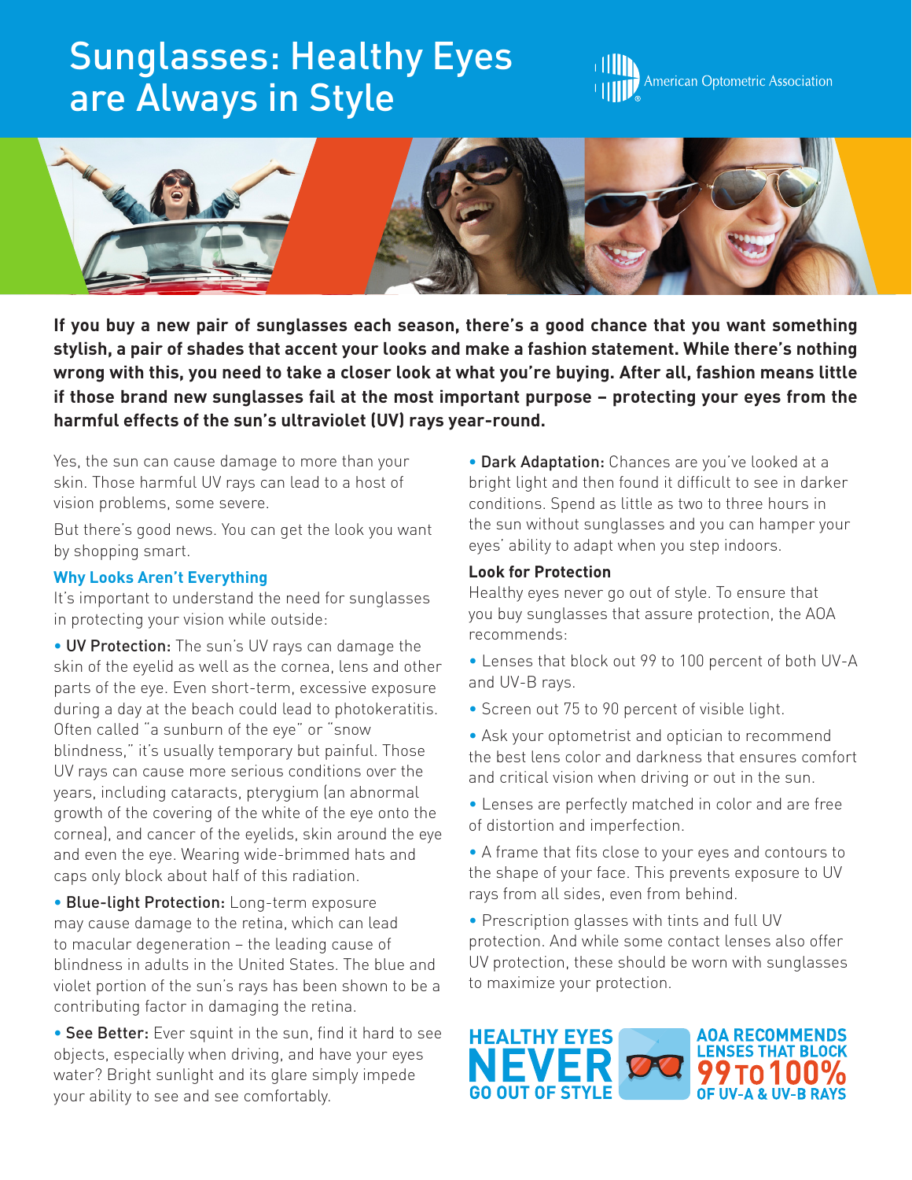# Sunglasses: Healthy Eyes are Always in Style

American Optometric Association

**If you buy a new pair of sunglasses each season, there's a good chance that you want something stylish, a pair of shades that accent your looks and make a fashion statement. While there's nothing wrong with this, you need to take a closer look at what you're buying. After all, fashion means little if those brand new sunglasses fail at the most important purpose – protecting your eyes from the harmful effects of the sun's ultraviolet (UV) rays year-round.**

Yes, the sun can cause damage to more than your skin. Those harmful UV rays can lead to a host of vision problems, some severe.

But there's good news. You can get the look you want by shopping smart.

## Why Looks Aren't Everything

It's important to understand the need for sunglasses in protecting your vision while outside:

- **UV Protection:** The sun's UV rays can damage the skin of the eyelid as well as the cornea, lens and other parts of the eye. Even short-term, excessive exposure during a day at the beach could lead to photokeratitis. Often called "a sunburn of the eye" or "snow blindness," it's usually temporary but painful. Those UV rays can cause more serious conditions over the years, including cataracts, pterygium (an abnormal growth of the covering of the white of the eye onto the cornea), and cancer of the eyelids, skin around the eye and even the eye. Wearing wide-brimmed hats and caps only block about half of this radiation.
- **Blue-light Protection:** Long-term exposure may cause damage to the retina, which can lead to macular degeneration – the leading cause of blindness in adults in the United States. The blue and violet portion of the sun's rays has been shown to be a contributing factor in damaging the retina.
- **See Better:** Ever squint in the sun, find it hard to see objects, especially when driving, and have your eyes water? Bright sunlight and its glare simply impede your ability to see and see comfortably.
- **Dark Adaptation:** Chances are you've looked at a bright light and then found it difficult to see in darker conditions. Spend as little as two to three hours in the sun without sunglasses and you can hamper your eyes' ability to adapt when you step indoors.

## Look for Protection

Healthy eyes never go out of style. To ensure that you buy sunglasses that assure protection, the AOA recommends:

- Lenses that block out 99 to 100 percent of both UV-A and UV-B rays.
- Screen out 75 to 90 percent of visible light.
- Ask your optometrist and optician to recommend the best lens color and darkness that ensures comfort and critical vision when driving or out in the sun.
- Lenses are perfectly matched in color and are free of distortion and imperfection.
- A frame that fits close to your eyes and contours to the shape of your face. This prevents exposure to UV rays from all sides, even from behind.
- Prescription glasses with tints and full UV protection. And while some contact lenses also offer UV protection, these should be worn with sunglasses to maximize your protection.

**HEALTHY EYES NEVER GO OUT OF STYLE**

**AOA RECOMMENDS LENSES THAT BLOCK 99 TO 100% OF UV-A & UV-B RAYS**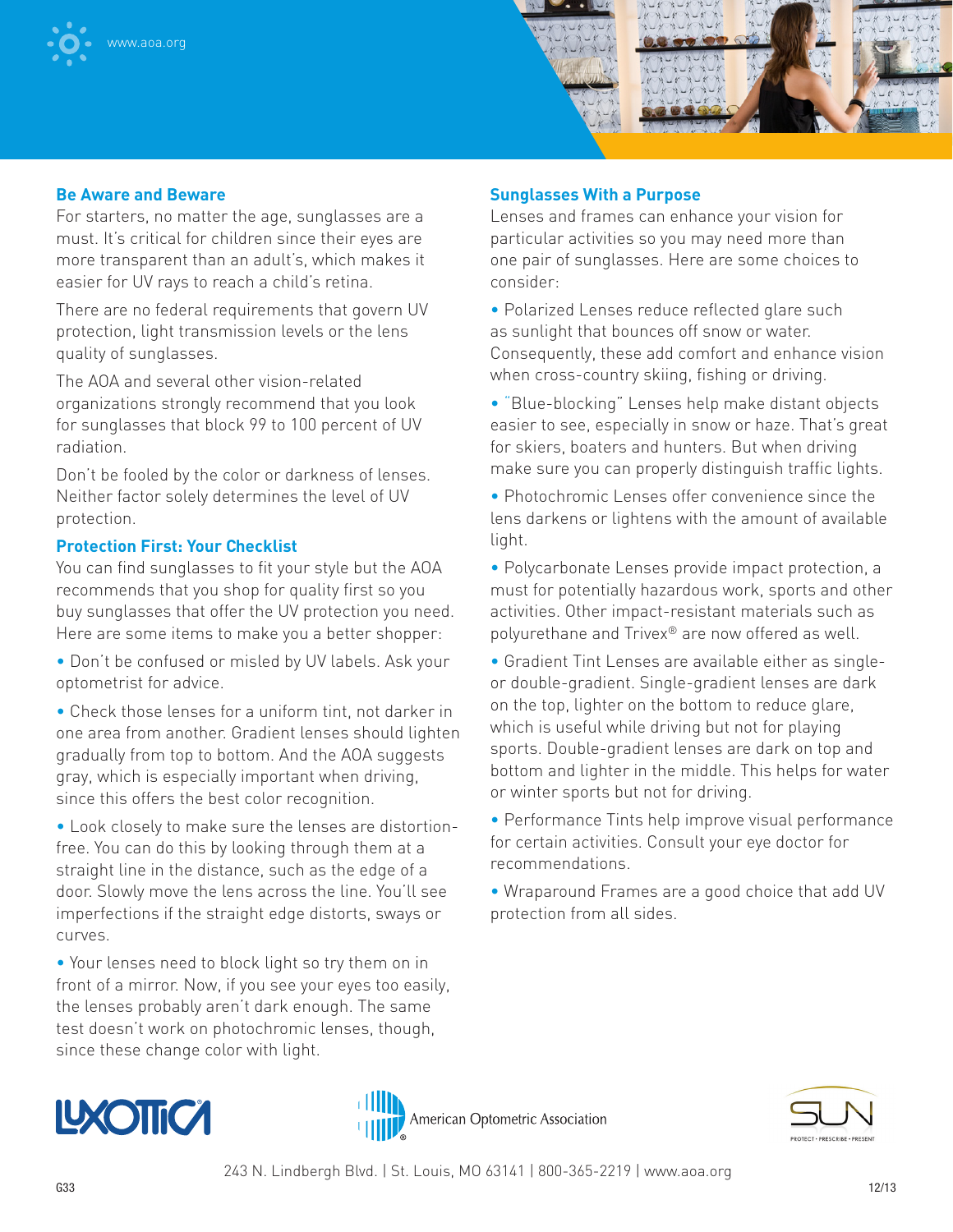## Be Aware and Beware

For starters, no matter the age, sunglasses are a must. It's critical for children since their eyes are more transparent than an adult's, which makes it easier for UV rays to reach a child's retina.

There are no federal requirements that govern UV protection, light transmission levels or the lens quality of sunglasses.

The AOA and several other vision-related organizations strongly recommend that you look for sunglasses that block 99 to 100 percent of UV radiation.

Don't be fooled by the color or darkness of lenses. Neither factor solely determines the level of UV protection.

## Protection First: Your Checklist

You can find sunglasses to fit your style but the AOA recommends that you shop for quality first so you buy sunglasses that offer the UV protection you need. Here are some items to make you a better shopper:

- Don't be confused or misled by UV labels. Ask your optometrist for advice.
- Check those lenses for a uniform tint, not darker in one area from another. Gradient lenses should lighten gradually from top to bottom. And the AOA suggests gray, which is especially important when driving, since this offers the best color recognition.
- Look closely to make sure the lenses are distortion-free. You can do this by looking through them at a straight line in the distance, such as the edge of a door. Slowly move the lens across the line. You'll see imperfections if the straight edge distorts, sways or curves.
- Your lenses need to block light so try them on in front of a mirror. Now, if you see your eyes too easily, the lenses probably aren't dark enough. The same test doesn't work on photochromic lenses, though, since these change color with light.

## Sunglasses With a Purpose

Lenses and frames can enhance your vision for particular activities so you may need more than one pair of sunglasses. Here are some choices to consider:

- Polarized Lenses reduce reflected glare such as sunlight that bounces off snow or water. Consequently, these add comfort and enhance vision when cross-country skiing, fishing or driving.
- "Blue-blocking" Lenses help make distant objects easier to see, especially in snow or haze. That's great for skiers, boaters and hunters. But when driving make sure you can properly distinguish traffic lights.
- Photochromic Lenses offer convenience since the lens darkens or lightens with the amount of available light.
- Polycarbonate Lenses provide impact protection, a must for potentially hazardous work, sports and other activities. Other impact-resistant materials such as polyurethane and Trivex® are now offered as well.
- Gradient Tint Lenses are available either as single- or double-gradient. Single-gradient lenses are dark on the top, lighter on the bottom to reduce glare, which is useful while driving but not for playing sports. Double-gradient lenses are dark on top and bottom and lighter in the middle. This helps for water or winter sports but not for driving.
- Performance Tints help improve visual performance for certain activities. Consult your eye doctor for recommendations.
- Wraparound Frames are a good choice that add UV protection from all sides.

LUXOTTICA

American Optometric Association

SUN PROTECT · PRESCRIBE · PRESENT

243 N. Lindbergh Blvd. | St. Louis, MO 63141 | 800-365-2219 | www.aoa.org

G33 12/13